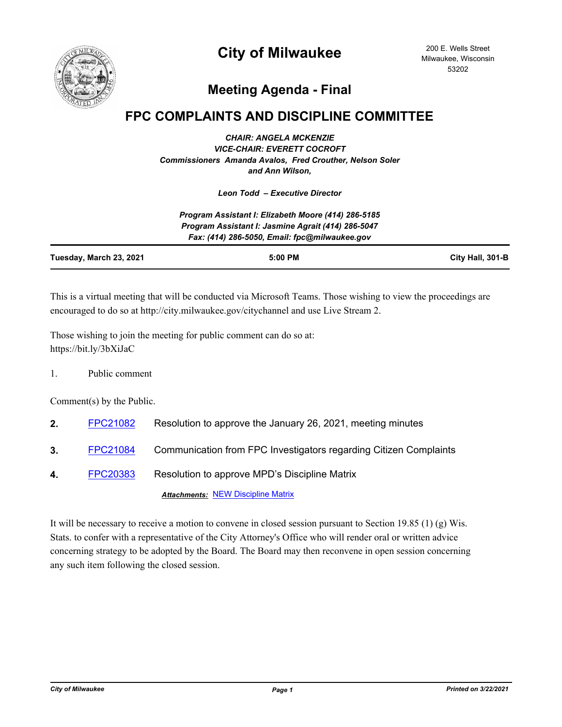# City of Milwaukee

200 E. Wells Street
Milwaukee, Wisconsin
53202

## Meeting Agenda - Final

## FPC COMPLAINTS AND DISCIPLINE COMMITTEE

*CHAIR: ANGELA MCKENZIE*
*VICE-CHAIR: EVERETT COCROFT*
*Commissioners Amanda Avalos, Fred Crouther, Nelson Soler and Ann Wilson,*

*Leon Todd – Executive Director*

*Program Assistant I: Elizabeth Moore (414) 286-5185*
*Program Assistant I: Jasmine Agrait (414) 286-5047*
*Fax: (414) 286-5050, Email: fpc@milwaukee.gov*

| Tuesday, March 23, 2021 | 5:00 PM | City Hall, 301-B |
|---|---|---|

This is a virtual meeting that will be conducted via Microsoft Teams. Those wishing to view the proceedings are encouraged to do so at http://city.milwaukee.gov/citychannel and use Live Stream 2.

Those wishing to join the meeting for public comment can do so at:
https://bit.ly/3bXiJaC

1. Public comment

Comment(s) by the Public.

2. FPC21082 Resolution to approve the January 26, 2021, meeting minutes

3. FPC21084 Communication from FPC Investigators regarding Citizen Complaints

4. FPC20383 Resolution to approve MPD's Discipline Matrix

   ***Attachments:*** NEW Discipline Matrix

It will be necessary to receive a motion to convene in closed session pursuant to Section 19.85 (1) (g) Wis. Stats. to confer with a representative of the City Attorney's Office who will render oral or written advice concerning strategy to be adopted by the Board. The Board may then reconvene in open session concerning any such item following the closed session.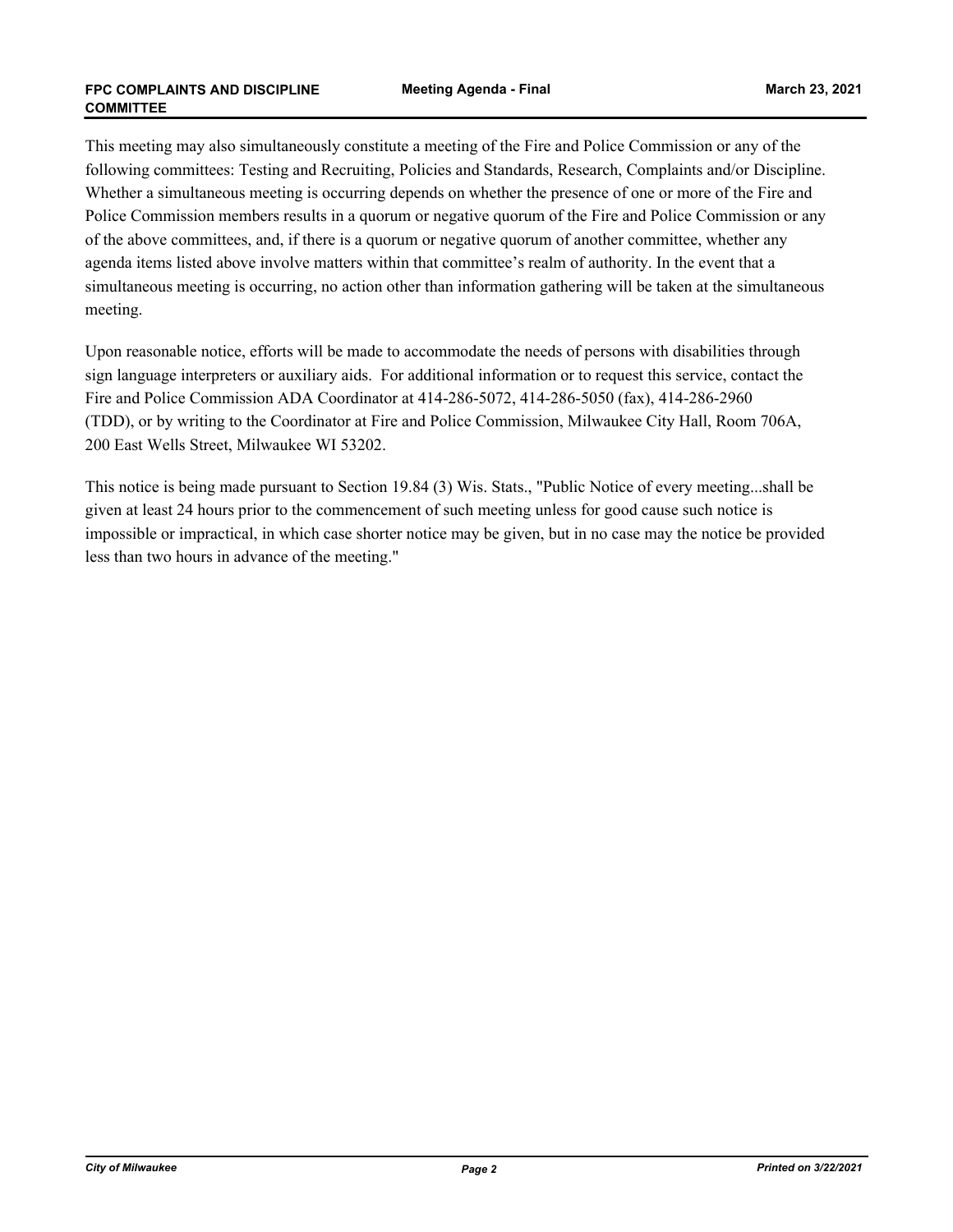This meeting may also simultaneously constitute a meeting of the Fire and Police Commission or any of the following committees: Testing and Recruiting, Policies and Standards, Research, Complaints and/or Discipline. Whether a simultaneous meeting is occurring depends on whether the presence of one or more of the Fire and Police Commission members results in a quorum or negative quorum of the Fire and Police Commission or any of the above committees, and, if there is a quorum or negative quorum of another committee, whether any agenda items listed above involve matters within that committee's realm of authority. In the event that a simultaneous meeting is occurring, no action other than information gathering will be taken at the simultaneous meeting.

Upon reasonable notice, efforts will be made to accommodate the needs of persons with disabilities through sign language interpreters or auxiliary aids. For additional information or to request this service, contact the Fire and Police Commission ADA Coordinator at 414-286-5072, 414-286-5050 (fax), 414-286-2960 (TDD), or by writing to the Coordinator at Fire and Police Commission, Milwaukee City Hall, Room 706A, 200 East Wells Street, Milwaukee WI 53202.

This notice is being made pursuant to Section 19.84 (3) Wis. Stats., "Public Notice of every meeting...shall be given at least 24 hours prior to the commencement of such meeting unless for good cause such notice is impossible or impractical, in which case shorter notice may be given, but in no case may the notice be provided less than two hours in advance of the meeting."